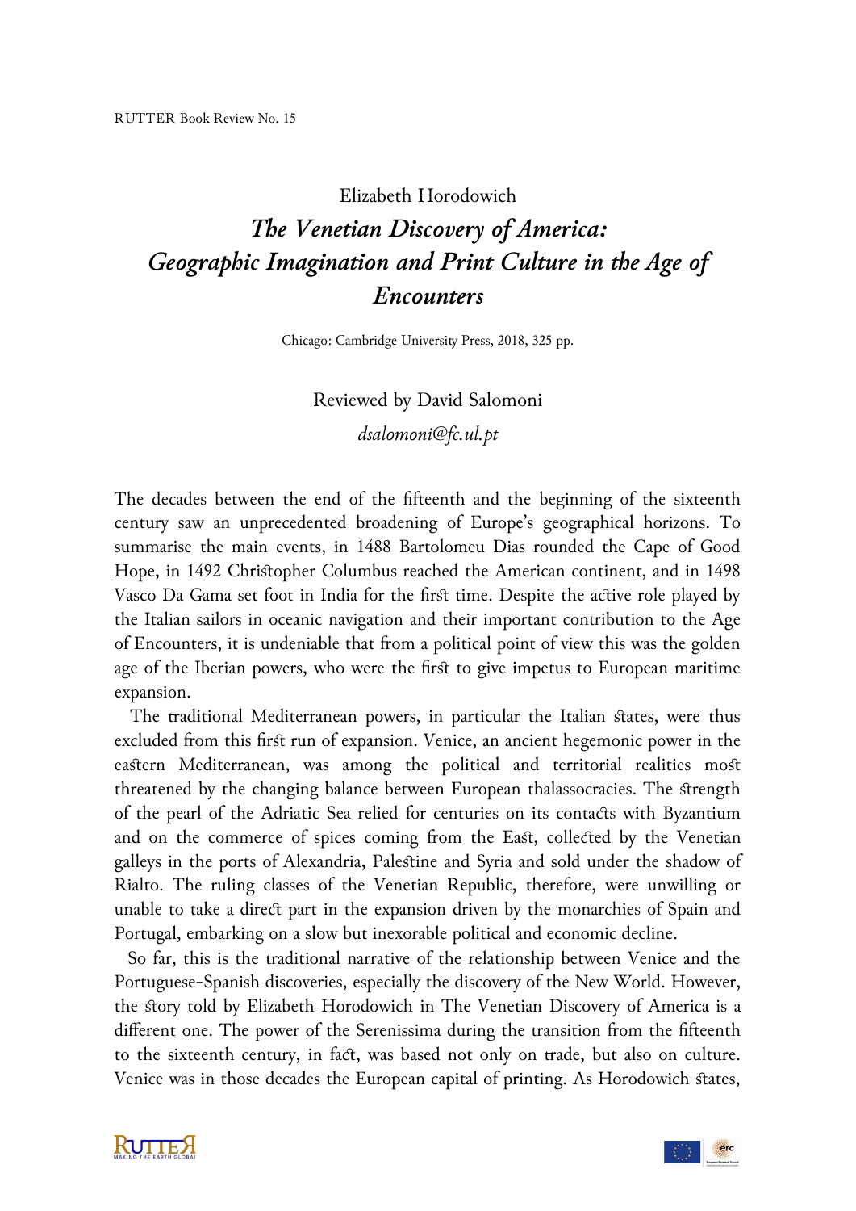RUTTER Book Review No. 15

Elizabeth Horodowich

# *The Venetian Discovery of America: Geographic Imagination and Print Culture in the Age of Encounters*

Chicago: Cambridge University Press, 2018, 325 pp.

Reviewed by David Salomoni

*dsalomoni@fc.ul.pt*

The decades between the end of the fifteenth and the beginning of the sixteenth century saw an unprecedented broadening of Europe's geographical horizons. To summarise the main events, in 1488 Bartolomeu Dias rounded the Cape of Good Hope, in 1492 Christopher Columbus reached the American continent, and in 1498 Vasco Da Gama set foot in India for the first time. Despite the active role played by the Italian sailors in oceanic navigation and their important contribution to the Age of Encounters, it is undeniable that from a political point of view this was the golden age of the Iberian powers, who were the first to give impetus to European maritime expansion.

The traditional Mediterranean powers, in particular the Italian states, were thus excluded from this first run of expansion. Venice, an ancient hegemonic power in the eastern Mediterranean, was among the political and territorial realities most threatened by the changing balance between European thalassocracies. The strength of the pearl of the Adriatic Sea relied for centuries on its contacts with Byzantium and on the commerce of spices coming from the East, collected by the Venetian galleys in the ports of Alexandria, Palestine and Syria and sold under the shadow of Rialto. The ruling classes of the Venetian Republic, therefore, were unwilling or unable to take a direct part in the expansion driven by the monarchies of Spain and Portugal, embarking on a slow but inexorable political and economic decline.

So far, this is the traditional narrative of the relationship between Venice and the Portuguese-Spanish discoveries, especially the discovery of the New World. However, the story told by Elizabeth Horodowich in The Venetian Discovery of America is a different one. The power of the Serenissima during the transition from the fifteenth to the sixteenth century, in fact, was based not only on trade, but also on culture. Venice was in those decades the European capital of printing. As Horodowich states,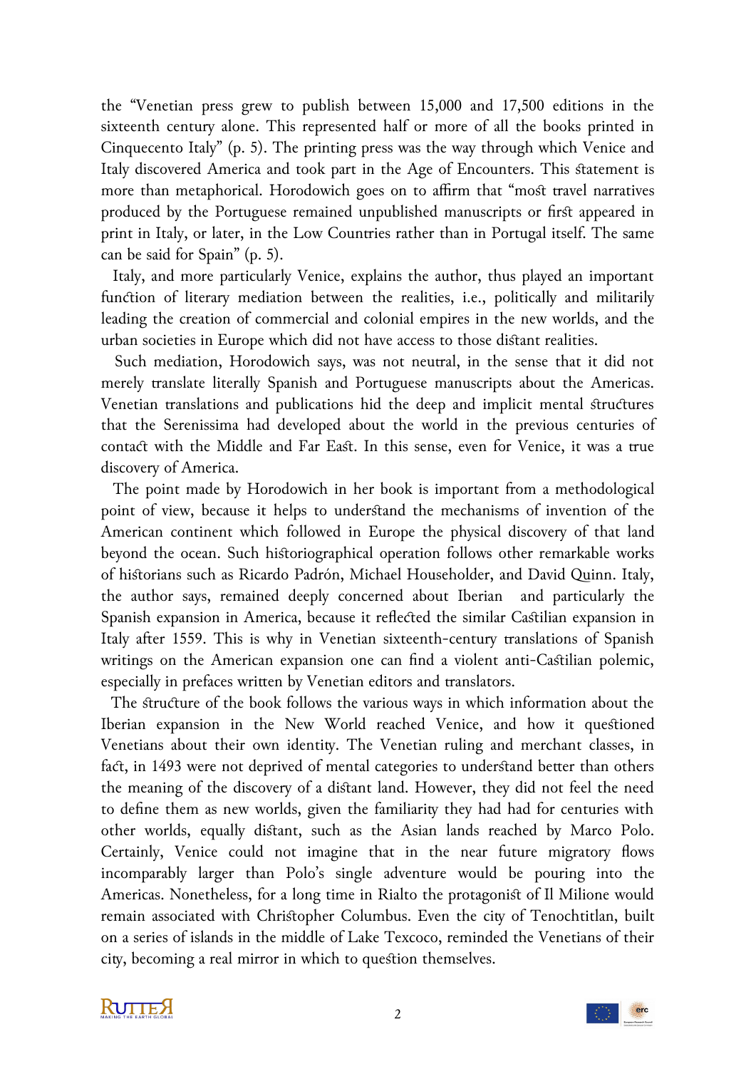the "Venetian press grew to publish between 15,000 and 17,500 editions in the sixteenth century alone. This represented half or more of all the books printed in Cinquecento Italy" (p. 5). The printing press was the way through which Venice and Italy discovered America and took part in the Age of Encounters. This statement is more than metaphorical. Horodowich goes on to affirm that "most travel narratives produced by the Portuguese remained unpublished manuscripts or first appeared in print in Italy, or later, in the Low Countries rather than in Portugal itself. The same can be said for Spain" (p. 5).

Italy, and more particularly Venice, explains the author, thus played an important function of literary mediation between the realities, i.e., politically and militarily leading the creation of commercial and colonial empires in the new worlds, and the urban societies in Europe which did not have access to those distant realities.

Such mediation, Horodowich says, was not neutral, in the sense that it did not merely translate literally Spanish and Portuguese manuscripts about the Americas. Venetian translations and publications hid the deep and implicit mental structures that the Serenissima had developed about the world in the previous centuries of contact with the Middle and Far East. In this sense, even for Venice, it was a true discovery of America.

The point made by Horodowich in her book is important from a methodological point of view, because it helps to understand the mechanisms of invention of the American continent which followed in Europe the physical discovery of that land beyond the ocean. Such historiographical operation follows other remarkable works of historians such as Ricardo Padrón, Michael Householder, and David Quinn. Italy, the author says, remained deeply concerned about Iberian and particularly the Spanish expansion in America, because it reflected the similar Castilian expansion in Italy after 1559. This is why in Venetian sixteenth-century translations of Spanish writings on the American expansion one can find a violent anti-Castilian polemic, especially in prefaces written by Venetian editors and translators.

The structure of the book follows the various ways in which information about the Iberian expansion in the New World reached Venice, and how it questioned Venetians about their own identity. The Venetian ruling and merchant classes, in fact, in 1493 were not deprived of mental categories to understand better than others the meaning of the discovery of a distant land. However, they did not feel the need to define them as new worlds, given the familiarity they had had for centuries with other worlds, equally distant, such as the Asian lands reached by Marco Polo. Certainly, Venice could not imagine that in the near future migratory flows incomparably larger than Polo's single adventure would be pouring into the Americas. Nonetheless, for a long time in Rialto the protagonist of Il Milione would remain associated with Christopher Columbus. Even the city of Tenochtitlan, built on a series of islands in the middle of Lake Texcoco, reminded the Venetians of their city, becoming a real mirror in which to question themselves.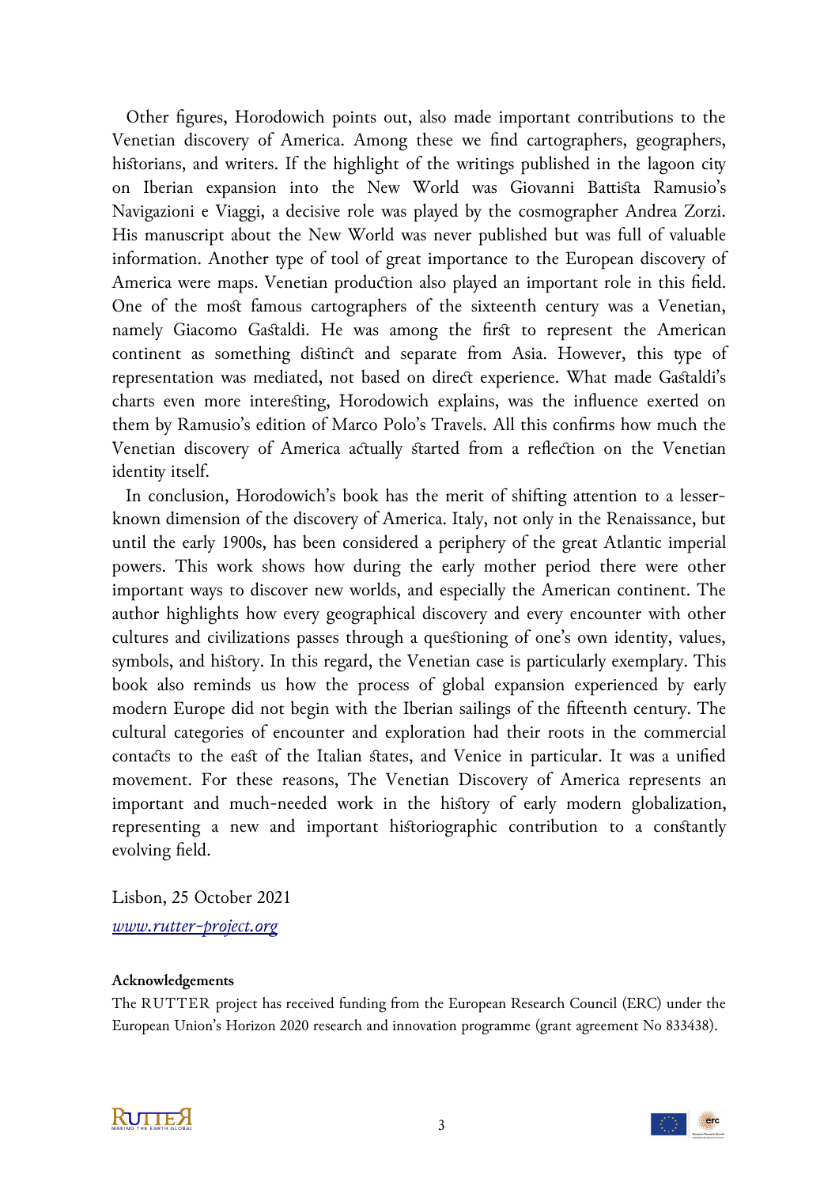Other figures, Horodowich points out, also made important contributions to the Venetian discovery of America. Among these we find cartographers, geographers, historians, and writers. If the highlight of the writings published in the lagoon city on Iberian expansion into the New World was Giovanni Battista Ramusio's Navigazioni e Viaggi, a decisive role was played by the cosmographer Andrea Zorzi. His manuscript about the New World was never published but was full of valuable information. Another type of tool of great importance to the European discovery of America were maps. Venetian production also played an important role in this field. One of the most famous cartographers of the sixteenth century was a Venetian, namely Giacomo Gastaldi. He was among the first to represent the American continent as something distinct and separate from Asia. However, this type of representation was mediated, not based on direct experience. What made Gastaldi's charts even more interesting, Horodowich explains, was the influence exerted on them by Ramusio's edition of Marco Polo's Travels. All this confirms how much the Venetian discovery of America actually started from a reflection on the Venetian identity itself.

In conclusion, Horodowich's book has the merit of shifting attention to a lesser-known dimension of the discovery of America. Italy, not only in the Renaissance, but until the early 1900s, has been considered a periphery of the great Atlantic imperial powers. This work shows how during the early mother period there were other important ways to discover new worlds, and especially the American continent. The author highlights how every geographical discovery and every encounter with other cultures and civilizations passes through a questioning of one's own identity, values, symbols, and history. In this regard, the Venetian case is particularly exemplary. This book also reminds us how the process of global expansion experienced by early modern Europe did not begin with the Iberian sailings of the fifteenth century. The cultural categories of encounter and exploration had their roots in the commercial contacts to the east of the Italian states, and Venice in particular. It was a unified movement. For these reasons, The Venetian Discovery of America represents an important and much-needed work in the history of early modern globalization, representing a new and important historiographic contribution to a constantly evolving field.

Lisbon, 25 October 2021

*[www.rutter-project.org](http://www.rutter-project.org)*

**Acknowledgements**

The RUTTER project has received funding from the European Research Council (ERC) under the European Union's Horizon 2020 research and innovation programme (grant agreement No 833438).